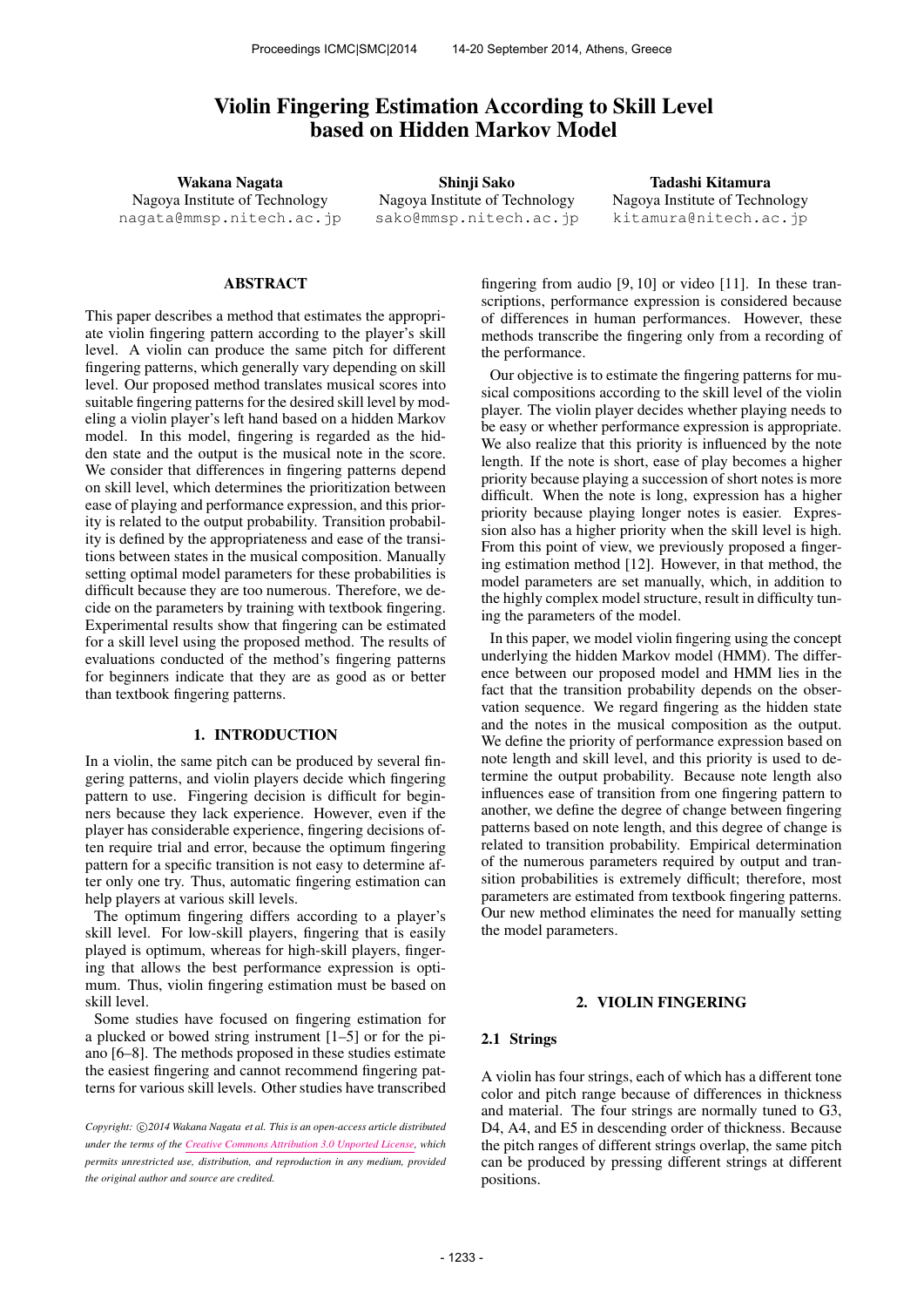# Violin Fingering Estimation According to Skill Level based on Hidden Markov Model

**Wakana Nagata**
Nagoya Institute of Technology
nagata@mmsp.nitech.ac.jp

**Shinji Sako**
Nagoya Institute of Technology
sako@mmsp.nitech.ac.jp

**Tadashi Kitamura**
Nagoya Institute of Technology
kitamura@nitech.ac.jp

## ABSTRACT

This paper describes a method that estimates the appropriate violin fingering pattern according to the player's skill level. A violin can produce the same pitch for different fingering patterns, which generally vary depending on skill level. Our proposed method translates musical scores into suitable fingering patterns for the desired skill level by modeling a violin player's left hand based on a hidden Markov model. In this model, fingering is regarded as the hidden state and the output is the musical note in the score. We consider that differences in fingering patterns depend on skill level, which determines the prioritization between ease of playing and performance expression, and this priority is related to the output probability. Transition probability is defined by the appropriateness and ease of the transitions between states in the musical composition. Manually setting optimal model parameters for these probabilities is difficult because they are too numerous. Therefore, we decide on the parameters by training with textbook fingering. Experimental results show that fingering can be estimated for a skill level using the proposed method. The results of evaluations conducted of the method's fingering patterns for beginners indicate that they are as good as or better than textbook fingering patterns.

## 1. INTRODUCTION

In a violin, the same pitch can be produced by several fingering patterns, and violin players decide which fingering pattern to use. Fingering decision is difficult for beginners because they lack experience. However, even if the player has considerable experience, fingering decisions often require trial and error, because the optimum fingering pattern for a specific transition is not easy to determine after only one try. Thus, automatic fingering estimation can help players at various skill levels.

The optimum fingering differs according to a player's skill level. For low-skill players, fingering that is easily played is optimum, whereas for high-skill players, fingering that allows the best performance expression is optimum. Thus, violin fingering estimation must be based on skill level.

Some studies have focused on fingering estimation for a plucked or bowed string instrument [1–5] or for the piano [6–8]. The methods proposed in these studies estimate the easiest fingering and cannot recommend fingering patterns for various skill levels. Other studies have transcribed fingering from audio [9, 10] or video [11]. In these transcriptions, performance expression is considered because of differences in human performances. However, these methods transcribe the fingering only from a recording of the performance.

Our objective is to estimate the fingering patterns for musical compositions according to the skill level of the violin player. The violin player decides whether playing needs to be easy or whether performance expression is appropriate. We also realize that this priority is influenced by the note length. If the note is short, ease of play becomes a higher priority because playing a succession of short notes is more difficult. When the note is long, expression has a higher priority because playing longer notes is easier. Expression also has a higher priority when the skill level is high. From this point of view, we previously proposed a fingering estimation method [12]. However, in that method, the model parameters are set manually, which, in addition to the highly complex model structure, result in difficulty tuning the parameters of the model.

In this paper, we model violin fingering using the concept underlying the hidden Markov model (HMM). The difference between our proposed model and HMM lies in the fact that the transition probability depends on the observation sequence. We regard fingering as the hidden state and the notes in the musical composition as the output. We define the priority of performance expression based on note length and skill level, and this priority is used to determine the output probability. Because note length also influences ease of transition from one fingering pattern to another, we define the degree of change between fingering patterns based on note length, and this degree of change is related to transition probability. Empirical determination of the numerous parameters required by output and transition probabilities is extremely difficult; therefore, most parameters are estimated from textbook fingering patterns. Our new method eliminates the need for manually setting the model parameters.

## 2. VIOLIN FINGERING

### 2.1 Strings

A violin has four strings, each of which has a different tone color and pitch range because of differences in thickness and material. The four strings are normally tuned to G3, D4, A4, and E5 in descending order of thickness. Because the pitch ranges of different strings overlap, the same pitch can be produced by pressing different strings at different positions.

*Copyright: ©2014 Wakana Nagata et al. This is an open-access article distributed under the terms of the Creative Commons Attribution 3.0 Unported License, which permits unrestricted use, distribution, and reproduction in any medium, provided the original author and source are credited.*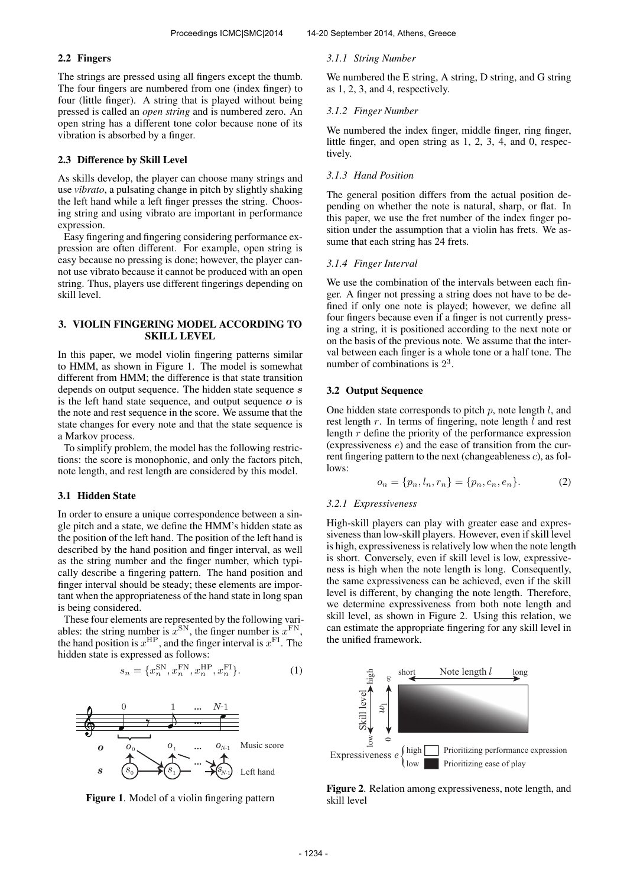### 2.2 Fingers

The strings are pressed using all fingers except the thumb. The four fingers are numbered from one (index finger) to four (little finger). A string that is played without being pressed is called an *open string* and is numbered zero. An open string has a different tone color because none of its vibration is absorbed by a finger.

### 2.3 Difference by Skill Level

As skills develop, the player can choose many strings and use *vibrato*, a pulsating change in pitch by slightly shaking the left hand while a left finger presses the string. Choosing string and using vibrato are important in performance expression.

Easy fingering and fingering considering performance expression are often different. For example, open string is easy because no pressing is done; however, the player cannot use vibrato because it cannot be produced with an open string. Thus, players use different fingerings depending on skill level.

## 3. VIOLIN FINGERING MODEL ACCORDING TO SKILL LEVEL

In this paper, we model violin fingering patterns similar to HMM, as shown in Figure 1. The model is somewhat different from HMM; the difference is that state transition depends on output sequence. The hidden state sequence $\boldsymbol{s}$ is the left hand state sequence, and output sequence $\boldsymbol{o}$ is the note and rest sequence in the score. We assume that the state changes for every note and that the state sequence is a Markov process.

To simplify problem, the model has the following restrictions: the score is monophonic, and only the factors pitch, note length, and rest length are considered by this model.

### 3.1 Hidden State

In order to ensure a unique correspondence between a single pitch and a state, we define the HMM's hidden state as the position of the left hand. The position of the left hand is described by the hand position and finger interval, as well as the string number and the finger number, which typically describe a fingering pattern. The hand position and finger interval should be steady; these elements are important when the appropriateness of the hand state in long span is being considered.

These four elements are represented by the following variables: the string number is $x^{\mathrm{SN}}$, the finger number is $x^{\mathrm{FN}}$, the hand position is $x^{\mathrm{HP}}$, and the finger interval is $x^{\mathrm{FI}}$. The hidden state is expressed as follows:

$$s_n = \{x_n^{\mathrm{SN}}, x_n^{\mathrm{FN}}, x_n^{\mathrm{HP}}, x_n^{\mathrm{FI}}\}. \tag{1}$$

**Figure 1**. Model of a violin fingering pattern

#### 3.1.1 String Number

We numbered the E string, A string, D string, and G string as 1, 2, 3, and 4, respectively.

#### 3.1.2 Finger Number

We numbered the index finger, middle finger, ring finger, little finger, and open string as 1, 2, 3, 4, and 0, respectively.

#### 3.1.3 Hand Position

The general position differs from the actual position depending on whether the note is natural, sharp, or flat. In this paper, we use the fret number of the index finger position under the assumption that a violin has frets. We assume that each string has 24 frets.

#### 3.1.4 Finger Interval

We use the combination of the intervals between each finger. A finger not pressing a string does not have to be defined if only one note is played; however, we define all four fingers because even if a finger is not currently pressing a string, it is positioned according to the next note or on the basis of the previous note. We assume that the interval between each finger is a whole tone or a half tone. The number of combinations is $2^3$.

### 3.2 Output Sequence

One hidden state corresponds to pitch $p$, note length $l$, and rest length $r$. In terms of fingering, note length $l$ and rest length $r$ define the priority of the performance expression (expressiveness $e$) and the ease of transition from the current fingering pattern to the next (changeableness $c$), as follows:

$$o_n = \{p_n, l_n, r_n\} = \{p_n, c_n, e_n\}. \tag{2}$$

#### 3.2.1 Expressiveness

High-skill players can play with greater ease and expressiveness than low-skill players. However, even if skill level is high, expressiveness is relatively low when the note length is short. Conversely, even if skill level is low, expressiveness is high when the note length is long. Consequently, the same expressiveness can be achieved, even if the skill level is different, by changing the note length. Therefore, we determine expressiveness from both note length and skill level, as shown in Figure 2. Using this relation, we can estimate the appropriate fingering for any skill level in the unified framework.

**Figure 2**. Relation among expressiveness, note length, and skill level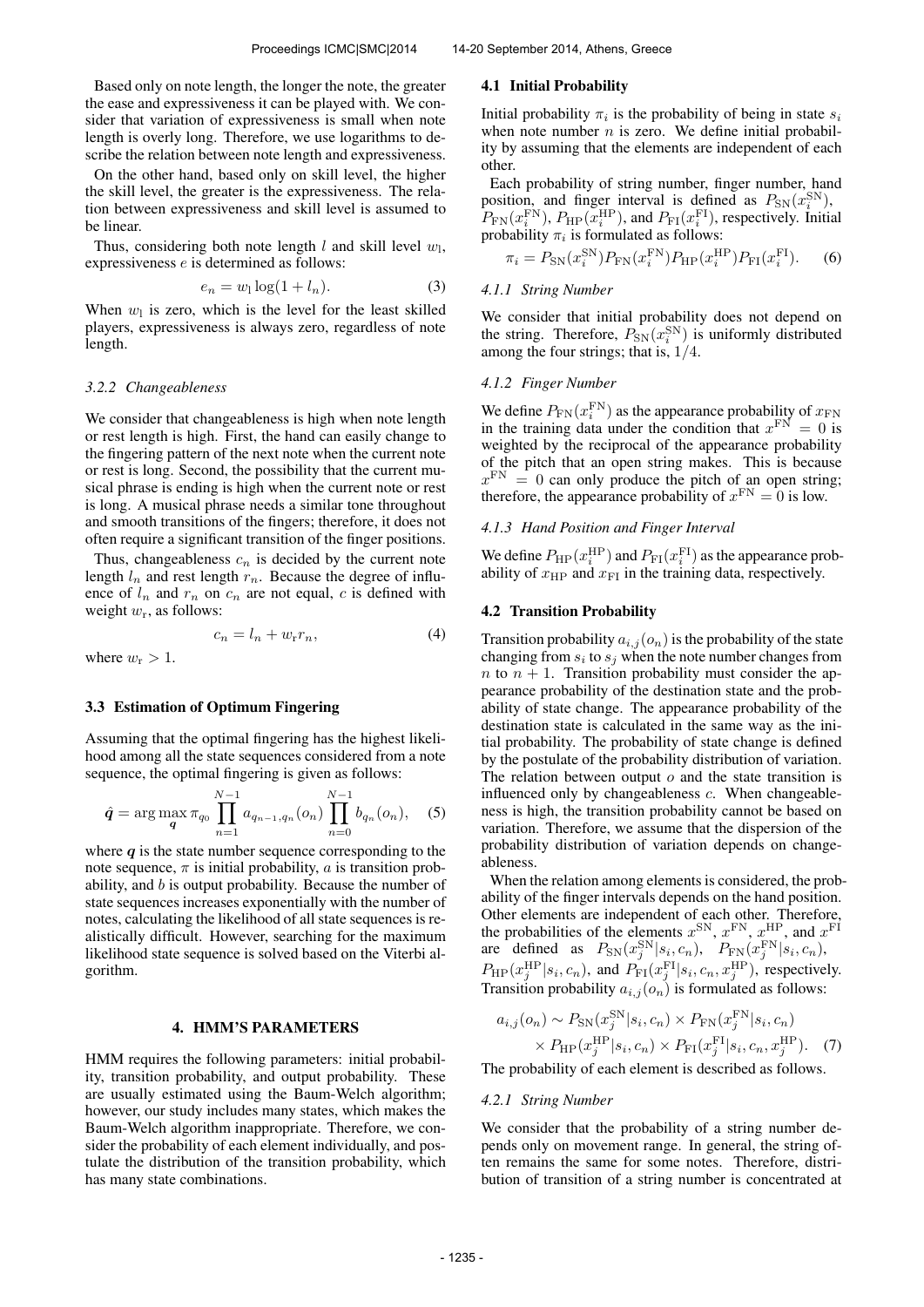Based only on note length, the longer the note, the greater the ease and expressiveness it can be played with. We consider that variation of expressiveness is small when note length is overly long. Therefore, we use logarithms to describe the relation between note length and expressiveness.

On the other hand, based only on skill level, the higher the skill level, the greater is the expressiveness. The relation between expressiveness and skill level is assumed to be linear.

Thus, considering both note length $l$ and skill level $w_\mathrm{l}$, expressiveness $e$ is determined as follows:

$$e_n = w_\mathrm{l} \log(1 + l_n). \tag{3}$$

When $w_\mathrm{l}$ is zero, which is the level for the least skilled players, expressiveness is always zero, regardless of note length.

#### 3.2.2 Changeableness

We consider that changeableness is high when note length or rest length is high. First, the hand can easily change to the fingering pattern of the next note when the current note or rest is long. Second, the possibility that the current musical phrase is ending is high when the current note or rest is long. A musical phrase needs a similar tone throughout and smooth transitions of the fingers; therefore, it does not often require a significant transition of the finger positions.

Thus, changeableness $c_n$ is decided by the current note length $l_n$ and rest length $r_n$. Because the degree of influence of $l_n$ and $r_n$ on $c_n$ are not equal, $c$ is defined with weight $w_\mathrm{r}$, as follows:

$$c_n = l_n + w_\mathrm{r} r_n, \tag{4}$$

where $w_\mathrm{r} > 1$.

### 3.3 Estimation of Optimum Fingering

Assuming that the optimal fingering has the highest likelihood among all the state sequences considered from a note sequence, the optimal fingering is given as follows:

$$\hat{\boldsymbol{q}} = \arg\max_{\boldsymbol{q}} \pi_{q_0} \prod_{n=1}^{N-1} a_{q_{n-1},q_n}(o_n) \prod_{n=0}^{N-1} b_{q_n}(o_n), \tag{5}$$

where $\boldsymbol{q}$ is the state number sequence corresponding to the note sequence, $\pi$ is initial probability, $a$ is transition probability, and $b$ is output probability. Because the number of state sequences increases exponentially with the number of notes, calculating the likelihood of all state sequences is realistically difficult. However, searching for the maximum likelihood state sequence is solved based on the Viterbi algorithm.

## 4. HMM'S PARAMETERS

HMM requires the following parameters: initial probability, transition probability, and output probability. These are usually estimated using the Baum-Welch algorithm; however, our study includes many states, which makes the Baum-Welch algorithm inappropriate. Therefore, we consider the probability of each element individually, and postulate the distribution of the transition probability, which has many state combinations.

### 4.1 Initial Probability

Initial probability $\pi_i$ is the probability of being in state $s_i$ when note number $n$ is zero. We define initial probability by assuming that the elements are independent of each other.

Each probability of string number, finger number, hand position, and finger interval is defined as $P_\mathrm{SN}(x_i^\mathrm{SN})$, $P_\mathrm{FN}(x_i^\mathrm{FN})$, $P_\mathrm{HP}(x_i^\mathrm{HP})$, and $P_\mathrm{FI}(x_i^\mathrm{FI})$, respectively. Initial probability $\pi_i$ is formulated as follows:

$$\pi_i = P_\mathrm{SN}(x_i^\mathrm{SN}) P_\mathrm{FN}(x_i^\mathrm{FN}) P_\mathrm{HP}(x_i^\mathrm{HP}) P_\mathrm{FI}(x_i^\mathrm{FI}). \tag{6}$$

#### 4.1.1 String Number

We consider that initial probability does not depend on the string. Therefore, $P_\mathrm{SN}(x_i^\mathrm{SN})$ is uniformly distributed among the four strings; that is, $1/4$.

#### 4.1.2 Finger Number

We define $P_\mathrm{FN}(x_i^\mathrm{FN})$ as the appearance probability of $x_\mathrm{FN}$ in the training data under the condition that $x^\mathrm{FN} = 0$ is weighted by the reciprocal of the appearance probability of the pitch that an open string makes. This is because $x^\mathrm{FN} = 0$ can only produce the pitch of an open string; therefore, the appearance probability of $x^\mathrm{FN} = 0$ is low.

#### 4.1.3 Hand Position and Finger Interval

We define $P_\mathrm{HP}(x_i^\mathrm{HP})$ and $P_\mathrm{FI}(x_i^\mathrm{FI})$ as the appearance probability of $x_\mathrm{HP}$ and $x_\mathrm{FI}$ in the training data, respectively.

### 4.2 Transition Probability

Transition probability $a_{i,j}(o_n)$ is the probability of the state changing from $s_i$ to $s_j$ when the note number changes from $n$ to $n+1$. Transition probability must consider the appearance probability of the destination state and the probability of state change. The appearance probability of the destination state is calculated in the same way as the initial probability. The probability of state change is defined by the postulate of the probability distribution of variation. The relation between output $o$ and the state transition is influenced only by changeableness $c$. When changeableness is high, the transition probability cannot be based on variation. Therefore, we assume that the dispersion of the probability distribution of variation depends on changeableness.

When the relation among elements is considered, the probability of the finger intervals depends on each hand position. Other elements are independent of each other. Therefore, the probabilities of the elements $x^\mathrm{SN}$, $x^\mathrm{FN}$, $x^\mathrm{HP}$, and $x^\mathrm{FI}$ are defined as $P_\mathrm{SN}(x_j^\mathrm{SN}|s_i, c_n)$, $P_\mathrm{FN}(x_j^\mathrm{FN}|s_i, c_n)$, $P_\mathrm{HP}(x_j^\mathrm{HP}|s_i, c_n)$, and $P_\mathrm{FI}(x_j^\mathrm{FI}|s_i, c_n, x_j^\mathrm{HP})$, respectively. Transition probability $a_{i,j}(o_n)$ is formulated as follows:

$$\begin{aligned} a_{i,j}(o_n) \sim\ & P_\mathrm{SN}(x_j^\mathrm{SN}|s_i, c_n) \times P_\mathrm{FN}(x_j^\mathrm{FN}|s_i, c_n) \\ & \times P_\mathrm{HP}(x_j^\mathrm{HP}|s_i, c_n) \times P_\mathrm{FI}(x_j^\mathrm{FI}|s_i, c_n, x_j^\mathrm{HP}). \end{aligned} \tag{7}$$

The probability of each element is described as follows.

#### 4.2.1 String Number

We consider that the probability of a string number depends only on movement range. In general, the string often remains the same for some notes. Therefore, distribution of transition of a string number is concentrated at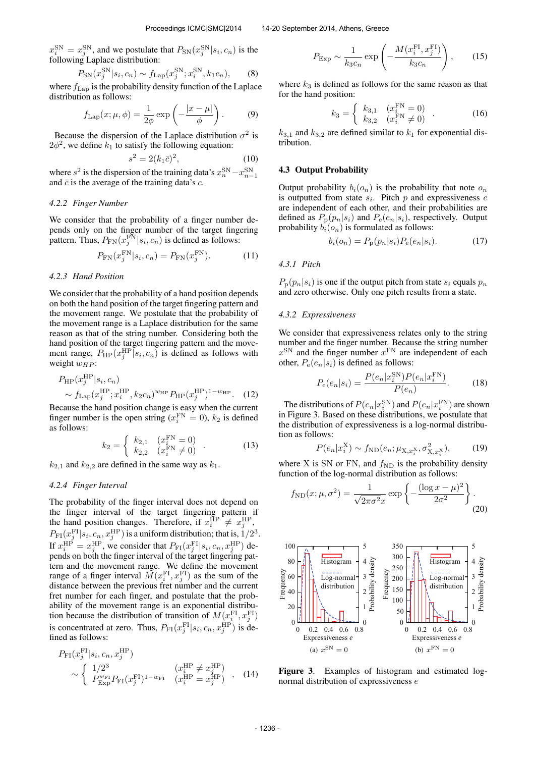$x_i^{\mathrm{SN}} = x_j^{\mathrm{SN}}$, and we postulate that $P_{\mathrm{SN}}(x_j^{\mathrm{SN}}|s_i, c_n)$ is the following Laplace distribution:

$$P_{\mathrm{SN}}(x_j^{\mathrm{SN}}|s_i, c_n) \sim f_{\mathrm{Lap}}(x_j^{\mathrm{SN}}; x_i^{\mathrm{SN}}, k_1 c_n), \qquad (8)$$

where $f_{\mathrm{Lap}}$ is the probability density function of the Laplace distribution as follows:

$$f_{\mathrm{Lap}}(x; \mu, \phi) = \frac{1}{2\phi} \exp\left(-\frac{|x-\mu|}{\phi}\right). \qquad (9)$$

Because the dispersion of the Laplace distribution $\sigma^2$ is $2\phi^2$, we define $k_1$ to satisfy the following equation:

$$s^2 = 2(k_1 \bar{c})^2, \qquad (10)$$

where $s^2$ is the dispersion of the training data's $x_n^{\mathrm{SN}} - x_{n-1}^{\mathrm{SN}}$ and $\bar{c}$ is the average of the training data's $c$.

#### 4.2.2 Finger Number

We consider that the probability of a finger number depends only on the finger number of the target fingering pattern. Thus, $P_{\mathrm{FN}}(x_j^{\mathrm{FN}}|s_i, c_n)$ is defined as follows:

$$P_{\mathrm{FN}}(x_j^{\mathrm{FN}}|s_i, c_n) = P_{\mathrm{FN}}(x_j^{\mathrm{FN}}). \qquad (11)$$

#### 4.2.3 Hand Position

We consider that the probability of a hand position depends on both the hand position of the target fingering pattern and the movement range. We postulate that the probability of the movement range is a Laplace distribution for the same reason as that of the string number. Considering both the hand position of the target fingering pattern and the movement range, $P_{\mathrm{HP}}(x_j^{\mathrm{HP}}|s_i, c_n)$ is defined as follows with weight $w_{HP}$:

$$P_{\mathrm{HP}}(x_j^{\mathrm{HP}}|s_i, c_n) \sim f_{\mathrm{Lap}}(x_j^{\mathrm{HP}}; x_i^{\mathrm{HP}}, k_2 c_n)^{w_{\mathrm{HP}}} P_{\mathrm{HP}}(x_j^{\mathrm{HP}})^{1-w_{\mathrm{HP}}}. \qquad (12)$$

Because the hand position change is easy when the current finger number is the open string ($x_i^{\mathrm{FN}} = 0$), $k_2$ is defined as follows:

$$k_2 = \begin{cases} k_{2,1} & (x_i^{\mathrm{FN}} = 0) \\ k_{2,2} & (x_i^{\mathrm{FN}} \neq 0) \end{cases}. \qquad (13)$$

$k_{2,1}$ and $k_{2,2}$ are defined in the same way as $k_1$.

#### 4.2.4 Finger Interval

The probability of the finger interval does not depend on the finger interval of the target fingering pattern if the hand position changes. Therefore, if $x_i^{\mathrm{HP}} \neq x_j^{\mathrm{HP}}$, $P_{\mathrm{FI}}(x_j^{\mathrm{FI}}|s_i, c_n, x_j^{\mathrm{HP}})$ is a uniform distribution; that is, $1/2^3$. If $x_i^{\mathrm{HP}} = x_j^{\mathrm{HP}}$, we consider that $P_{\mathrm{FI}}(x_j^{\mathrm{FI}}|s_i, c_n, x_j^{\mathrm{HP}})$ depends on both the finger interval of the target fingering pattern and the movement range. We define the movement range of a finger interval $M(x_i^{\mathrm{FI}}, x_j^{\mathrm{FI}})$ as the sum of the distance between the previous fret number and the current fret number for each finger, and postulate that the probability of the movement range is an exponential distribution because the distribution of transition of $M(x_i^{\mathrm{FI}}, x_j^{\mathrm{FI}})$ is concentrated at zero. Thus, $P_{\mathrm{FI}}(x_j^{\mathrm{FI}}|s_i, c_n, x_j^{\mathrm{HP}})$ is defined as follows:

$$P_{\mathrm{FI}}(x_j^{\mathrm{FI}}|s_i, c_n, x_j^{\mathrm{HP}}) \sim \begin{cases} 1/2^3 & (x_i^{\mathrm{HP}} \neq x_j^{\mathrm{HP}}) \\ P_{\mathrm{Exp}}^{w_{\mathrm{FI}}} P_{\mathrm{FI}}(x_j^{\mathrm{FI}})^{1-w_{\mathrm{FI}}} & (x_i^{\mathrm{HP}} = x_j^{\mathrm{HP}}) \end{cases}, \qquad (14)$$

$$P_{\mathrm{Exp}} \sim \frac{1}{k_3 c_n} \exp\left(-\frac{M(x_i^{\mathrm{FI}}, x_j^{\mathrm{FI}})}{k_3 c_n}\right), \qquad (15)$$

where $k_3$ is defined as follows for the same reason as that for the hand position:

$$k_3 = \begin{cases} k_{3,1} & (x_i^{\mathrm{FN}} = 0) \\ k_{3,2} & (x_i^{\mathrm{FN}} \neq 0) \end{cases}. \qquad (16)$$

$k_{3,1}$ and $k_{3,2}$ are defined similar to $k_1$ for exponential distribution.

### 4.3 Output Probability

Output probability $b_i(o_n)$ is the probability that note $o_n$ is outputted from state $s_i$. Pitch $p$ and expressiveness $e$ are independent of each other, and their probabilities are defined as $P_{\mathrm{p}}(p_n|s_i)$ and $P_{\mathrm{e}}(e_n|s_i)$, respectively. Output probability $b_i(o_n)$ is formulated as follows:

$$b_i(o_n) = P_{\mathrm{p}}(p_n|s_i) P_{\mathrm{e}}(e_n|s_i). \qquad (17)$$

#### 4.3.1 Pitch

$P_{\mathrm{p}}(p_n|s_i)$ is one if the output pitch from state $s_i$ equals $p_n$ and zero otherwise. Only one pitch results from a state.

#### 4.3.2 Expressiveness

We consider that expressiveness relates only to the string number and the finger number. Because the string number $x^{\mathrm{SN}}$ and the finger number $x^{\mathrm{FN}}$ are independent of each other, $P_{\mathrm{e}}(e_n|s_i)$ is defined as follows:

$$P_{\mathrm{e}}(e_n|s_i) = \frac{P(e_n|x_i^{\mathrm{SN}}) P(e_n|x_i^{\mathrm{FN}})}{P(e_n)}. \qquad (18)$$

The distributions of $P(e_n|x_i^{\mathrm{SN}})$ and $P(e_n|x_i^{\mathrm{FN}})$ are shown in Figure 3. Based on these distributions, we postulate that the distribution of expressiveness is a log-normal distribution as follows:

$$P(e_n|x_i^{\mathrm{X}}) \sim f_{\mathrm{ND}}(e_n; \mu_{\mathrm{X}, x_i^{\mathrm{X}}}, \sigma^2_{\mathrm{X}, x_i^{\mathrm{X}}}), \qquad (19)$$

where X is SN or FN, and $f_{\mathrm{ND}}$ is the probability density function of the log-normal distribution as follows:

$$f_{\mathrm{ND}}(x; \mu, \sigma^2) = \frac{1}{\sqrt{2\pi\sigma^2}x} \exp\left\{-\frac{(\log x - \mu)^2}{2\sigma^2}\right\}. \qquad (20)$$

(a) $x^{\mathrm{SN}} = 0$ (b) $x^{\mathrm{FN}} = 0$

**Figure 3**. Examples of histogram and estimated log-normal distribution of expressiveness $e$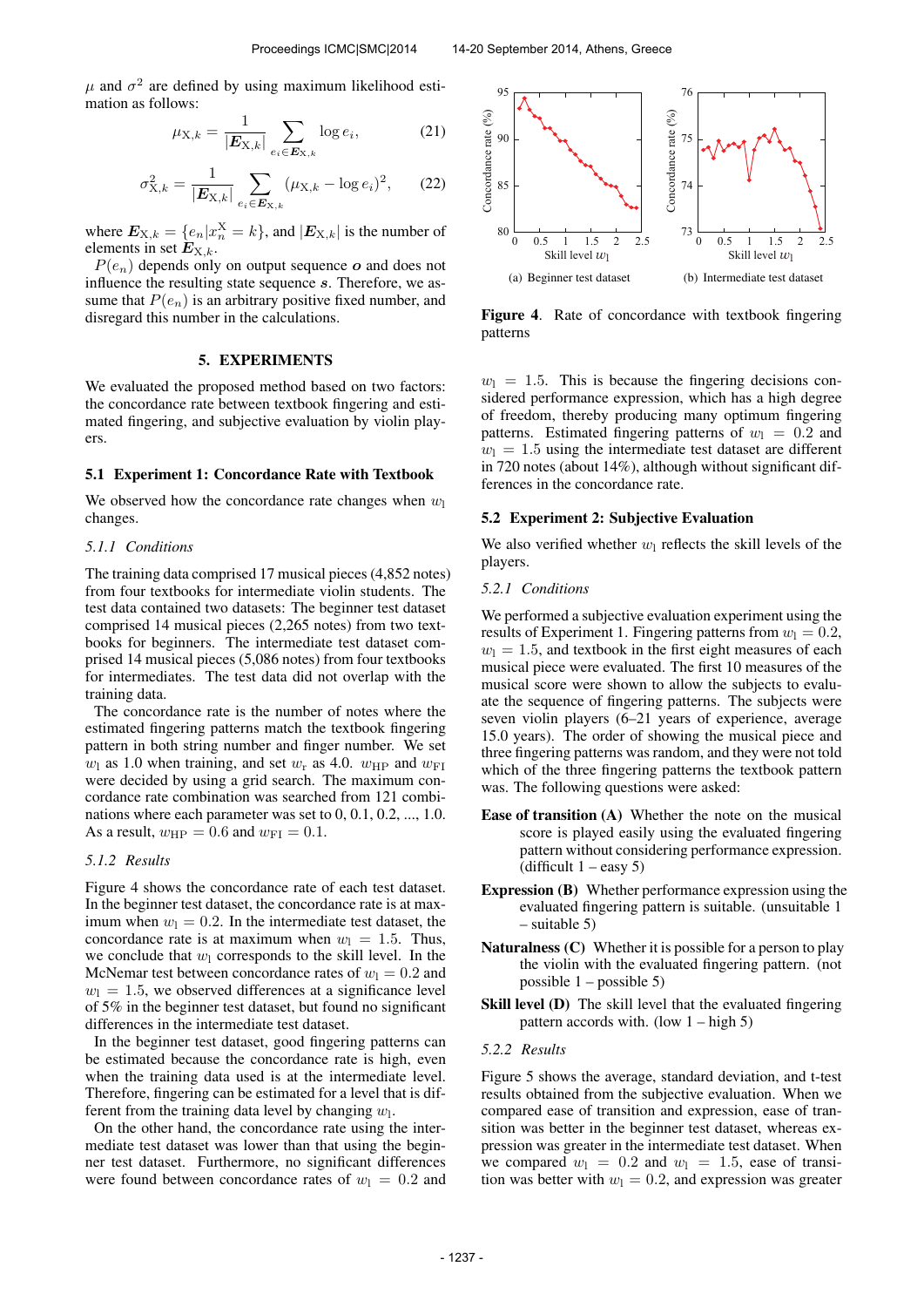$\mu$ and $\sigma^2$ are defined by using maximum likelihood estimation as follows:

$$\mu_{X,k} = \frac{1}{|\boldsymbol{E}_{X,k}|} \sum_{e_i \in \boldsymbol{E}_{X,k}} \log e_i, \tag{21}$$

$$\sigma^2_{X,k} = \frac{1}{|\boldsymbol{E}_{X,k}|} \sum_{e_i \in \boldsymbol{E}_{X,k}} (\mu_{X,k} - \log e_i)^2, \tag{22}$$

where $\boldsymbol{E}_{X,k} = \{e_n | x_n^X = k\}$, and $|\boldsymbol{E}_{X,k}|$ is the number of elements in set $\boldsymbol{E}_{X,k}$.

$P(e_n)$ depends only on output sequence $\boldsymbol{o}$ and does not influence the resulting state sequence $\boldsymbol{s}$. Therefore, we assume that $P(e_n)$ is an arbitrary positive fixed number, and disregard this number in the calculations.

## 5. EXPERIMENTS

We evaluated the proposed method based on two factors: the concordance rate between textbook fingering and estimated fingering, and subjective evaluation by violin players.

### 5.1 Experiment 1: Concordance Rate with Textbook

We observed how the concordance rate changes when $w_l$ changes.

#### 5.1.1 Conditions

The training data comprised 17 musical pieces (4,852 notes) from four textbooks for intermediate violin students. The test data contained two datasets: The beginner test dataset comprised 14 musical pieces (2,265 notes) from two textbooks for beginners. The intermediate test dataset comprised 14 musical pieces (5,086 notes) from four textbooks for intermediates. The test data did not overlap with the training data.

The concordance rate is the number of notes where the estimated fingering patterns match the textbook fingering pattern in both string number and finger number. We set $w_l$ as 1.0 when training, and set $w_r$ as 4.0. $w_{HP}$ and $w_{FI}$ were decided by using a grid search. The maximum concordance rate combination was searched from 121 combinations where each parameter was set to 0, 0.1, 0.2, ..., 1.0. As a result, $w_{HP} = 0.6$ and $w_{FI} = 0.1$.

#### 5.1.2 Results

Figure 4 shows the concordance rate of each test dataset. In the beginner test dataset, the concordance rate is at maximum when $w_l = 0.2$. In the intermediate test dataset, the concordance rate is at maximum when $w_l = 1.5$. Thus, we conclude that $w_l$ corresponds to the skill level. In the McNemar test between concordance rates of $w_l = 0.2$ and $w_l = 1.5$, we observed differences at a significance level of 5% in the beginner test dataset, but found no significant differences in the intermediate test dataset.

In the beginner test dataset, good fingering patterns can be estimated because the concordance rate is high, even when the training data used is at the intermediate level. Therefore, fingering can be estimated for a level that is different from the training data level by changing $w_l$.

On the other hand, the concordance rate using the intermediate test dataset was lower than that using the beginner test dataset. Furthermore, no significant differences were found between concordance rates of $w_l = 0.2$ and $w_l = 1.5$. This is because the fingering decisions considered performance expression, which has a high degree of freedom, thereby producing many optimum fingering patterns. Estimated fingering patterns of $w_l = 0.2$ and $w_l = 1.5$ using the intermediate test dataset are different in 720 notes (about 14%), although without significant differences in the concordance rate.

(a) Beginner test dataset

(b) Intermediate test dataset

**Figure 4**. Rate of concordance with textbook fingering patterns

### 5.2 Experiment 2: Subjective Evaluation

We also verified whether $w_l$ reflects the skill levels of the players.

#### 5.2.1 Conditions

We performed a subjective evaluation experiment using the results of Experiment 1. Fingering patterns from $w_l = 0.2$, $w_l = 1.5$, and textbook in the first eight measures of each musical piece were evaluated. The first 10 measures of the musical score were shown to allow the subjects to evaluate the sequence of fingering patterns. The subjects were seven violin players (6–21 years of experience, average 15.0 years). The order of showing the musical piece and three fingering patterns was random, and they were not told which of the three fingering patterns the textbook pattern was. The following questions were asked:

**Ease of transition (A)** Whether the note on the musical score is played easily using the evaluated fingering pattern without considering performance expression. (difficult 1 – easy 5)

**Expression (B)** Whether performance expression using the evaluated fingering pattern is suitable. (unsuitable 1 – suitable 5)

**Naturalness (C)** Whether it is possible for a person to play the violin with the evaluated fingering pattern. (not possible 1 – possible 5)

**Skill level (D)** The skill level that the evaluated fingering pattern accords with. (low 1 – high 5)

#### 5.2.2 Results

Figure 5 shows the average, standard deviation, and t-test results obtained from the subjective evaluation. When we compared ease of transition and expression, ease of transition was better in the beginner test dataset, whereas expression was greater in the intermediate test dataset. When we compared $w_l = 0.2$ and $w_l = 1.5$, ease of transition was better with $w_l = 0.2$, and expression was greater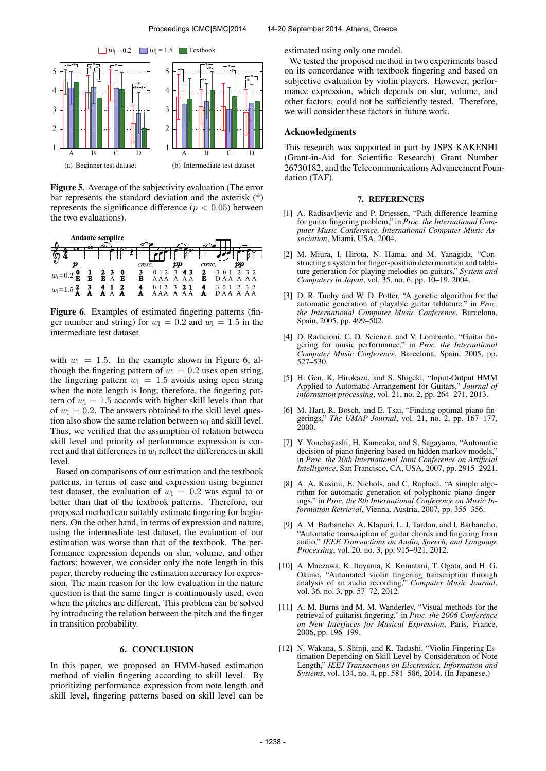$w_l = 0.2$ $w_l = 1.5$ Textbook

5
4
3
2
1
A B C D

(a) Beginner test dataset

5
4
3
2
1
A B C D

(b) Intermediate test dataset

**Figure 5**. Average of the subjectivity evaluation (The error bar represents the standard deviation and the asterisk (*) represents the significance difference ($p < 0.05$) between the two evaluations).

Andante semplice

$w_l$=0.2 0 1 2 3 0 3 0 1 2 3 4 3 2 3 0 1 2 3 2
E B E A E E A A A A A A E D A A A A A

$w_l$=1.5 2 3 4 1 2 4 0 1 2 3 2 1 4 3 0 1 2 3 2
A A A A A A A A A A A A A D A A A A A

**Figure 6**. Examples of estimated fingering patterns (finger number and string) for $w_l = 0.2$ and $w_l = 1.5$ in the intermediate test dataset

with $w_l = 1.5$. In the example shown in Figure 6, although the fingering pattern of $w_l = 0.2$ uses open string, the fingering pattern $w_l = 1.5$ avoids using open string when the note length is long; therefore, the fingering pattern of $w_l = 1.5$ accords with higher skill levels than that of $w_l = 0.2$. The answers obtained to the skill level question also show the same relation between $w_l$ and skill level. Thus, we verified that the assumption of relation between skill level and priority of performance expression is correct and that differences in $w_l$ reflect the differences in skill level.

Based on comparisons of our estimation and the textbook patterns, in terms of ease and expression using beginner test dataset, the evaluation of $w_l = 0.2$ was equal to or better than that of the textbook patterns. Therefore, our proposed method can suitably estimate fingering for beginners. On the other hand, in terms of expression and nature, using the intermediate test dataset, the evaluation of our estimation was worse than that of the textbook. The performance expression depends on slur, volume, and other factors; however, we consider only the note length in this paper, thereby reducing the estimation accuracy for expression. The main reason for the low evaluation in the nature question is that the same finger is continuously used, even when the pitches are different. This problem can be solved by introducing the relation between the pitch and the finger in transition probability.

## 6. CONCLUSION

In this paper, we proposed an HMM-based estimation method of violin fingering according to skill level. By prioritizing performance expression from note length and skill level, fingering patterns based on skill level can be estimated using only one model.

We tested the proposed method in two experiments based on its concordance with textbook fingering and based on subjective evaluation by violin players. However, performance expression, which depends on slur, volume, and other factors, could not be sufficiently tested. Therefore, we will consider these factors in future work.

### Acknowledgments

This research was supported in part by JSPS KAKENHI (Grant-in-Aid for Scientific Research) Grant Number 26730182, and the Telecommunications Advancement Foundation (TAF).

## 7. REFERENCES

[1] A. Radisavljevic and P. Driessen, "Path difference learning for guitar fingering problem," in *Proc. the International Computer Music Conference. International Computer Music Association*, Miami, USA, 2004.

[2] M. Miura, I. Hirota, N. Hama, and M. Yanagida, "Constructing a system for finger-position determination and tablature generation for playing melodies on guitars," *System and Computers in Japan*, vol. 35, no. 6, pp. 10–19, 2004.

[3] D. R. Tuohy and W. D. Potter, "A genetic algorithm for the automatic generation of playable guitar tablature," in *Proc. the International Computer Music Conference*, Barcelona, Spain, 2005, pp. 499–502.

[4] D. Radicioni, C. D. Scienza, and V. Lombardo, "Guitar fingering for music performance," in *Proc. the International Computer Music Conference*, Barcelona, Spain, 2005, pp. 527–530.

[5] H. Gen, K. Hirokazu, and S. Shigeki, "Input-Output HMM Applied to Automatic Arrangement for Guitars," *Journal of information processing*, vol. 21, no. 2, pp. 264–271, 2013.

[6] M. Hart, R. Bosch, and E. Tsai, "Finding optimal piano fingerings," *The UMAP Journal*, vol. 21, no. 2, pp. 167–177, 2000.

[7] Y. Yonebayashi, H. Kameoka, and S. Sagayama, "Automatic decision of piano fingering based on hidden markov models," in *Proc. the 20th International Joint Conference on Artificial Intelligence*, San Francisco, CA, USA, 2007, pp. 2915–2921.

[8] A. A. Kasimi, E. Nichols, and C. Raphael, "A simple algorithm for automatic generation of polyphonic piano fingerings," in *Proc. the 8th International Conference on Music Information Retrieval*, Vienna, Austria, 2007, pp. 355–356.

[9] A. M. Barbancho, A. Klapuri, L. J. Tardon, and I. Barbancho, "Automatic transcription of guitar chords and fingering from audio," *IEEE Transactions on Audio, Speech, and Language Processing*, vol. 20, no. 3, pp. 915–921, 2012.

[10] A. Maezawa, K. Itoyama, K. Komatani, T. Ogata, and H. G. Okuno, "Automated violin fingering transcription through analysis of an audio recording," *Computer Music Journal*, vol. 36, no. 3, pp. 57–72, 2012.

[11] A. M. Burns and M. M. Wanderley, "Visual methods for the retrieval of guitarist fingering," in *Proc. the 2006 Conference on New Interfaces for Musical Expression*, Paris, France, 2006, pp. 196–199.

[12] N. Wakana, S. Shinji, and K. Tadashi, "Violin Fingering Estimation Depending on Skill Level by Consideration of Note Length," *IEEJ Transactions on Electronics, Information and Systems*, vol. 134, no. 4, pp. 581–586, 2014. (In Japanese.)